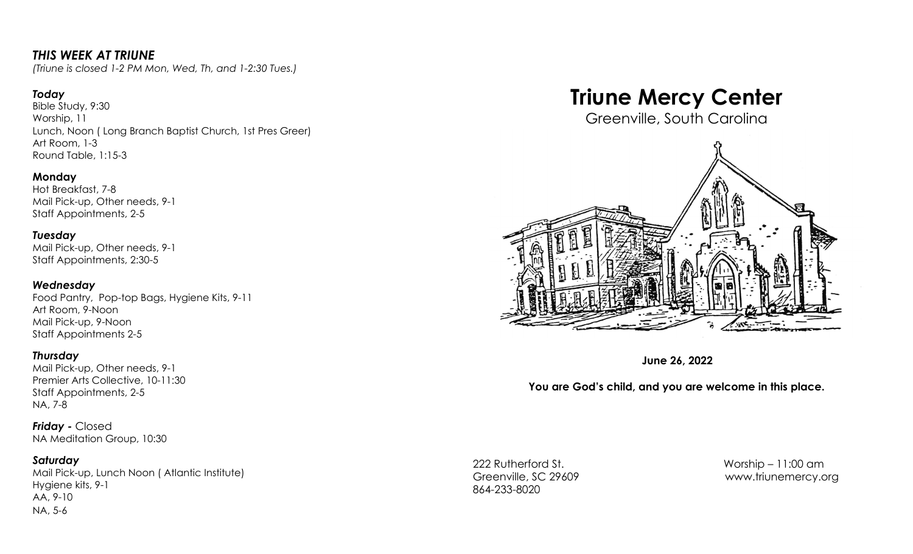### *THIS WEEK AT TRIUNE*

*(Triune is closed 1-2 PM Mon, Wed, Th, and 1-2:30 Tues.)*

***Today***
Bible Study, 9:30
Worship, 11
Lunch, Noon ( Long Branch Baptist Church, 1st Pres Greer)
Art Room, 1-3
Round Table, 1:15-3

**Monday**
Hot Breakfast, 7-8
Mail Pick-up, Other needs, 9-1
Staff Appointments, 2-5

***Tuesday***
Mail Pick-up, Other needs, 9-1
Staff Appointments, 2:30-5

***Wednesday***
Food Pantry, Pop-top Bags, Hygiene Kits, 9-11
Art Room, 9-Noon
Mail Pick-up, 9-Noon
Staff Appointments 2-5

***Thursday***
Mail Pick-up, Other needs, 9-1
Premier Arts Collective, 10-11:30
Staff Appointments, 2-5
NA, 7-8

***Friday -*** Closed
NA Meditation Group, 10:30

***Saturday***
Mail Pick-up, Lunch Noon ( Atlantic Institute)
Hygiene kits, 9-1
AA, 9-10
NA, 5-6

# Triune Mercy Center

Greenville, South Carolina

**June 26, 2022**

**You are God's child, and you are welcome in this place.**

222 Rutherford St.
Greenville, SC 29609
864-233-8020

Worship – 11:00 am
www.triunemercy.org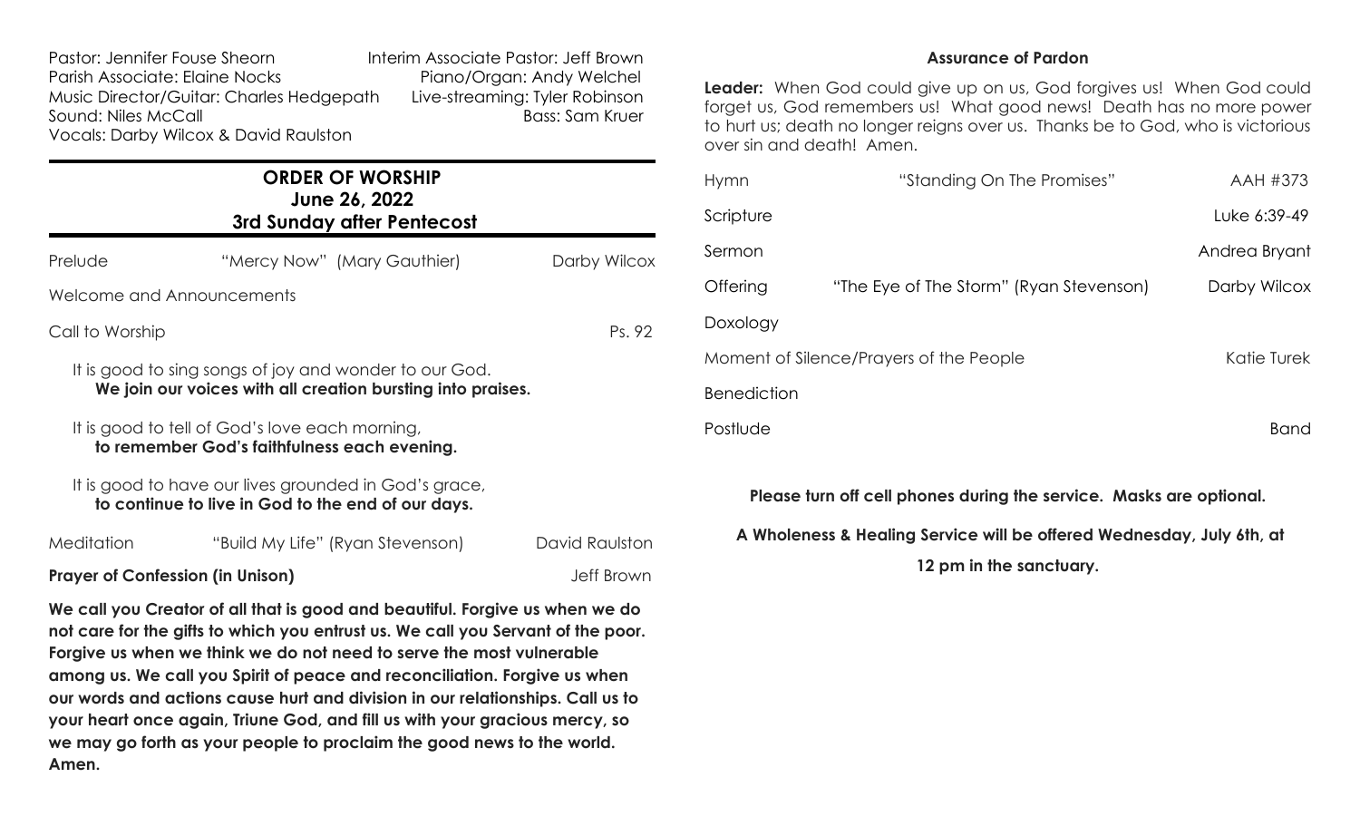Pastor: Jennifer Fouse Sheorn
Interim Associate Pastor: Jeff Brown
Parish Associate: Elaine Nocks
Piano/Organ: Andy Welchel
Music Director/Guitar: Charles Hedgepath
Live-streaming: Tyler Robinson
Sound: Niles McCall
Bass: Sam Kruer
Vocals: Darby Wilcox & David Raulston

## ORDER OF WORSHIP
### June 26, 2022
### 3rd Sunday after Pentecost

| | | |
|---|---|---|
| Prelude | "Mercy Now" (Mary Gauthier) | Darby Wilcox |

Welcome and Announcements

| | |
|---|---|
| Call to Worship | Ps. 92 |

It is good to sing songs of joy and wonder to our God.
**We join our voices with all creation bursting into praises.**

It is good to tell of God's love each morning,
**to remember God's faithfulness each evening.**

It is good to have our lives grounded in God's grace,
**to continue to live in God to the end of our days.**

| | | |
|---|---|---|
| Meditation | "Build My Life" (Ryan Stevenson) | David Raulston |

| | |
|---|---|
| **Prayer of Confession (in Unison)** | Jeff Brown |

**We call you Creator of all that is good and beautiful. Forgive us when we do not care for the gifts to which you entrust us. We call you Servant of the poor. Forgive us when we think we do not need to serve the most vulnerable among us. We call you Spirit of peace and reconciliation. Forgive us when our words and actions cause hurt and division in our relationships. Call us to your heart once again, Triune God, and fill us with your gracious mercy, so we may go forth as your people to proclaim the good news to the world. Amen.**

**Assurance of Pardon**

**Leader:** When God could give up on us, God forgives us! When God could forget us, God remembers us! What good news! Death has no more power to hurt us; death no longer reigns over us. Thanks be to God, who is victorious over sin and death! Amen.

| | | |
|---|---|---|
| Hymn | "Standing On The Promises" | AAH #373 |
| Scripture | | Luke 6:39-49 |
| Sermon | | Andrea Bryant |
| Offering | "The Eye of The Storm" (Ryan Stevenson) | Darby Wilcox |
| Doxology | | |
| Moment of Silence/Prayers of the People | | Katie Turek |
| Benediction | | |
| Postlude | | Band |

**Please turn off cell phones during the service. Masks are optional.**

**A Wholeness & Healing Service will be offered Wednesday, July 6th, at 12 pm in the sanctuary.**